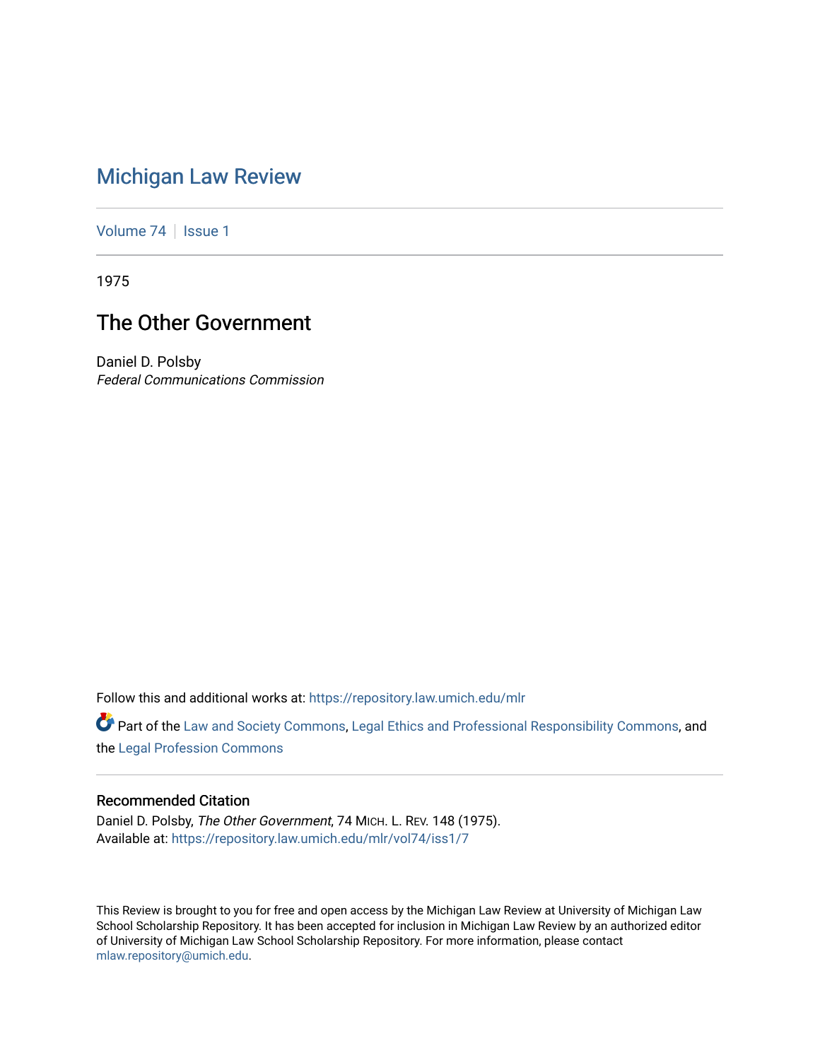# Michigan Law Review

Volume 74 | Issue 1

1975

## The Other Government

Daniel D. Polsby
*Federal Communications Commission*

Follow this and additional works at: https://repository.law.umich.edu/mlr

Part of the Law and Society Commons, Legal Ethics and Professional Responsibility Commons, and the Legal Profession Commons

### Recommended Citation

Daniel D. Polsby, *The Other Government*, 74 MICH. L. REV. 148 (1975).
Available at: https://repository.law.umich.edu/mlr/vol74/iss1/7

This Review is brought to you for free and open access by the Michigan Law Review at University of Michigan Law School Scholarship Repository. It has been accepted for inclusion in Michigan Law Review by an authorized editor of University of Michigan Law School Scholarship Repository. For more information, please contact mlaw.repository@umich.edu.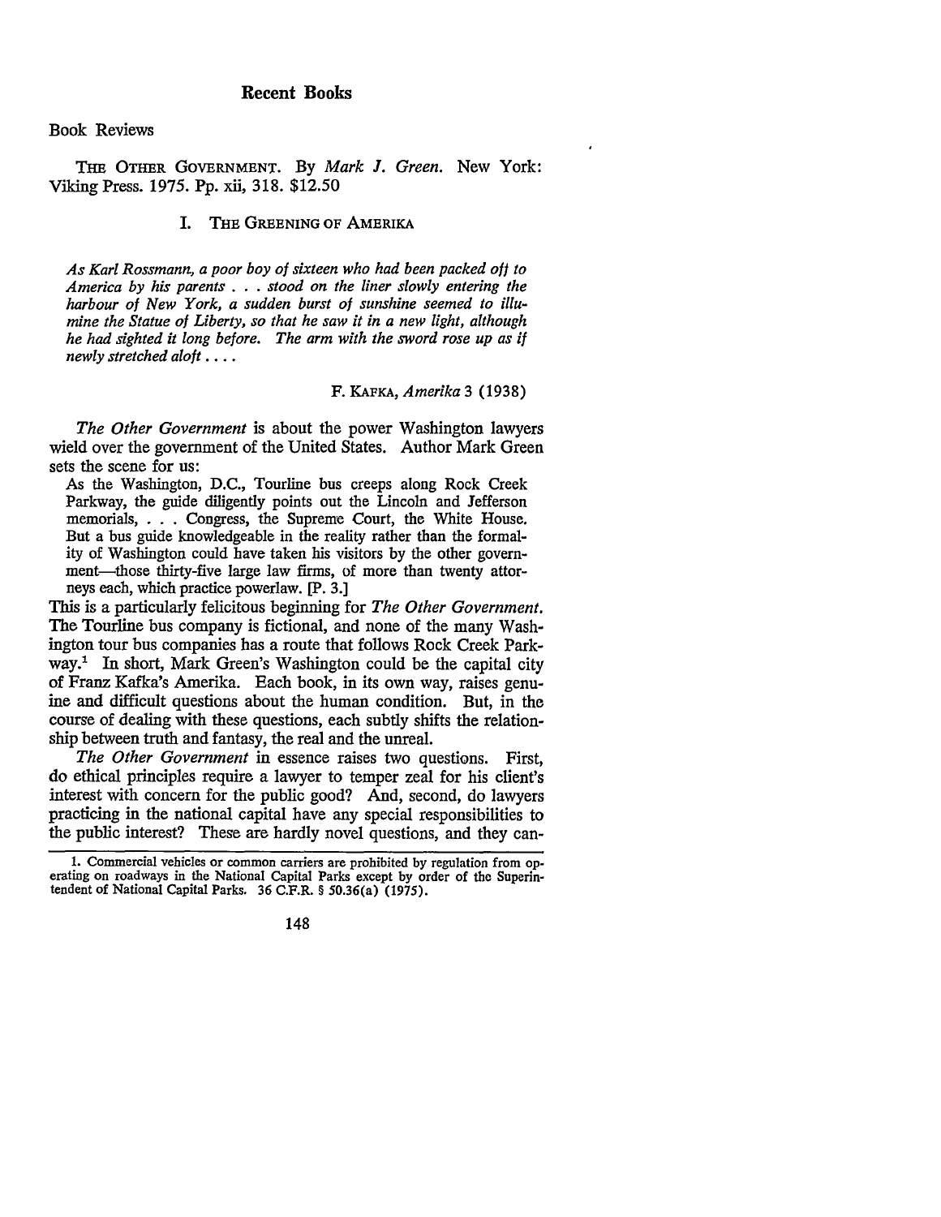# Recent Books

## Book Reviews

THE OTHER GOVERNMENT. By *Mark J. Green.* New York: Viking Press. 1975. Pp. xii, 318. $12.50

### I. THE GREENING OF AMERIKA

> *As Karl Rossmann, a poor boy of sixteen who had been packed off to America by his parents . . . stood on the liner slowly entering the harbour of New York, a sudden burst of sunshine seemed to illumine the Statue of Liberty, so that he saw it in a new light, although he had sighted it long before. The arm with the sword rose up as if newly stretched aloft . . . .*
>
> F. KAFKA, *Amerika* 3 (1938)

*The Other Government* is about the power Washington lawyers wield over the government of the United States. Author Mark Green sets the scene for us:

> As the Washington, D.C., Tourline bus creeps along Rock Creek Parkway, the guide diligently points out the Lincoln and Jefferson memorials, . . . Congress, the Supreme Court, the White House. But a bus guide knowledgeable in the reality rather than the formality of Washington could have taken his visitors by the other government—those thirty-five large law firms, of more than twenty attorneys each, which practice powerlaw. [P. 3.]

This is a particularly felicitous beginning for *The Other Government.* The Tourline bus company is fictional, and none of the many Washington tour bus companies has a route that follows Rock Creek Parkway.[1] In short, Mark Green's Washington could be the capital city of Franz Kafka's Amerika. Each book, in its own way, raises genuine and difficult questions about the human condition. But, in the course of dealing with these questions, each subtly shifts the relationship between truth and fantasy, the real and the unreal.

*The Other Government* in essence raises two questions. First, do ethical principles require a lawyer to temper zeal for his client's interest with concern for the public good? And, second, do lawyers practicing in the national capital have any special responsibilities to the public interest? These are hardly novel questions, and they can-

---

1. Commercial vehicles or common carriers are prohibited by regulation from operating on roadways in the National Capital Parks except by order of the Superintendent of National Capital Parks. 36 C.F.R. § 50.36(a) (1975).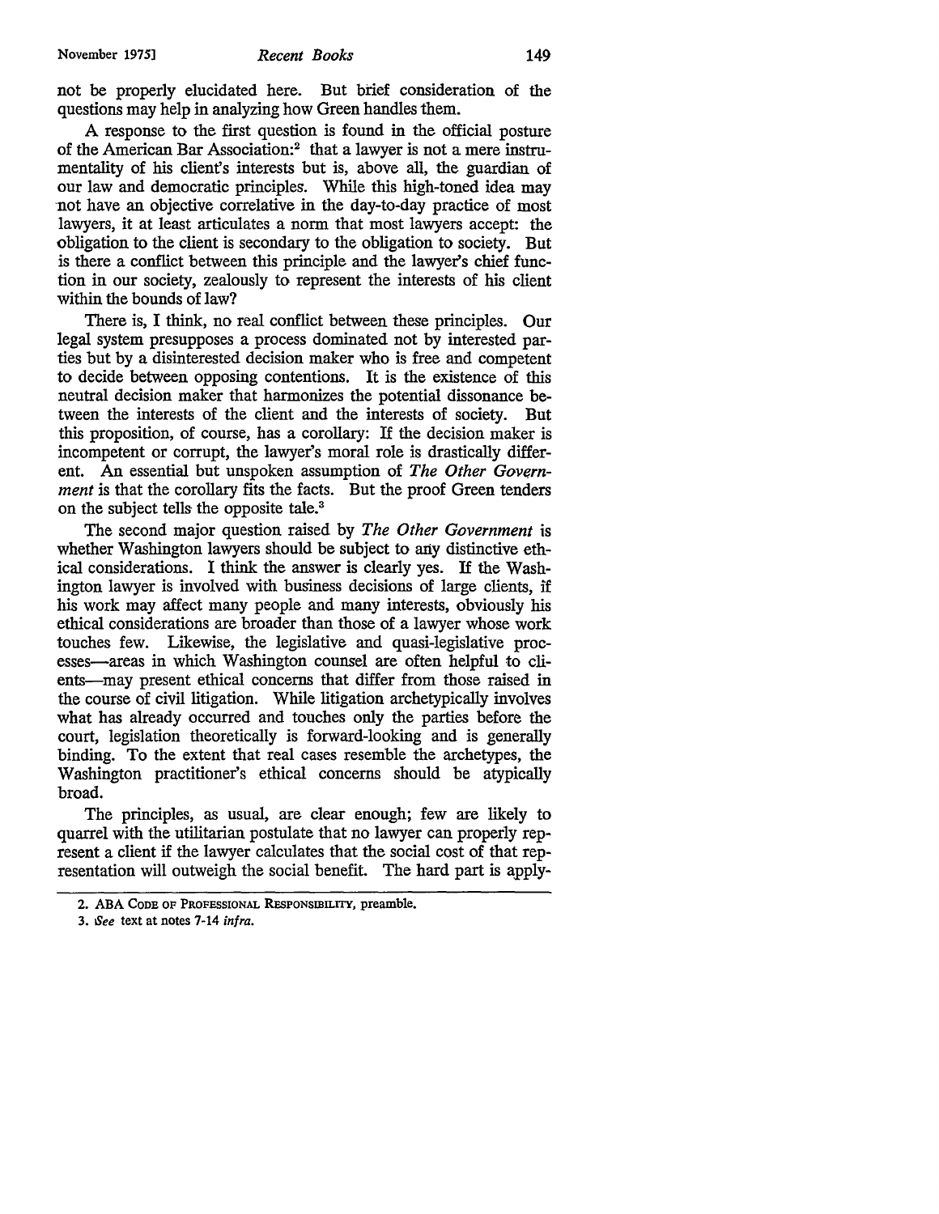not be properly elucidated here. But brief consideration of the questions may help in analyzing how Green handles them.

A response to the first question is found in the official posture of the American Bar Association:[2] that a lawyer is not a mere instrumentality of his client's interests but is, above all, the guardian of our law and democratic principles. While this high-toned idea may not have an objective correlative in the day-to-day practice of most lawyers, it at least articulates a norm that most lawyers accept: the obligation to the client is secondary to the obligation to society. But is there a conflict between this principle and the lawyer's chief function in our society, zealously to represent the interests of his client within the bounds of law?

There is, I think, no real conflict between these principles. Our legal system presupposes a process dominated not by interested parties but by a disinterested decision maker who is free and competent to decide between opposing contentions. It is the existence of this neutral decision maker that harmonizes the potential dissonance between the interests of the client and the interests of society. But this proposition, of course, has a corollary: If the decision maker is incompetent or corrupt, the lawyer's moral role is drastically different. An essential but unspoken assumption of *The Other Government* is that the corollary fits the facts. But the proof Green tenders on the subject tells the opposite tale.[3]

The second major question raised by *The Other Government* is whether Washington lawyers should be subject to any distinctive ethical considerations. I think the answer is clearly yes. If the Washington lawyer is involved with business decisions of large clients, if his work may affect many people and many interests, obviously his ethical considerations are broader than those of a lawyer whose work touches few. Likewise, the legislative and quasi-legislative processes—areas in which Washington counsel are often helpful to clients—may present ethical concerns that differ from those raised in the course of civil litigation. While litigation archetypically involves what has already occurred and touches only the parties before the court, legislation theoretically is forward-looking and is generally binding. To the extent that real cases resemble the archetypes, the Washington practitioner's ethical concerns should be atypically broad.

The principles, as usual, are clear enough; few are likely to quarrel with the utilitarian postulate that no lawyer can properly represent a client if the lawyer calculates that the social cost of that representation will outweigh the social benefit. The hard part is apply-

2. ABA CODE OF PROFESSIONAL RESPONSIBILITY, preamble.

3. *See* text at notes 7-14 *infra.*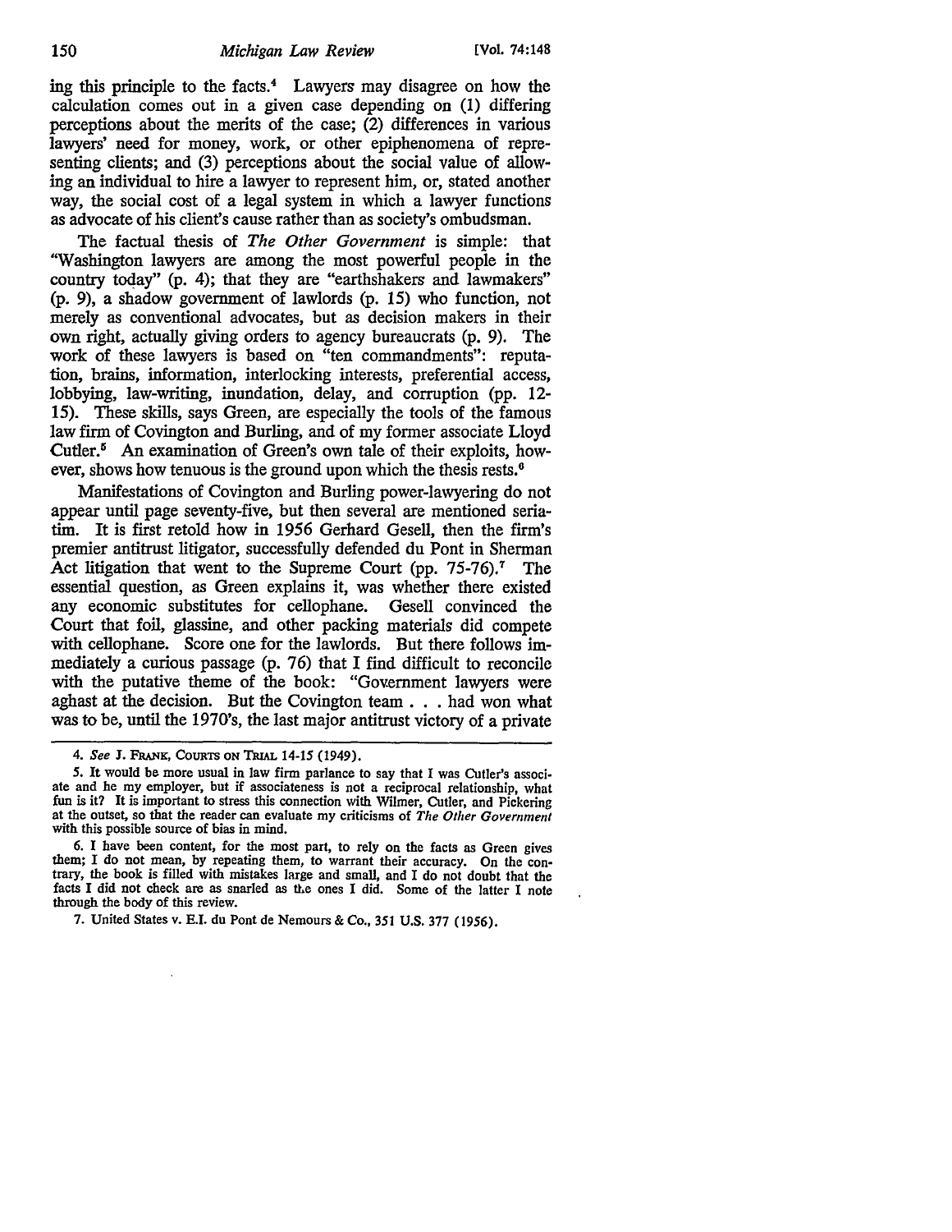ing this principle to the facts.[4] Lawyers may disagree on how the calculation comes out in a given case depending on (1) differing perceptions about the merits of the case; (2) differences in various lawyers' need for money, work, or other epiphenomena of representing clients; and (3) perceptions about the social value of allowing an individual to hire a lawyer to represent him, or, stated another way, the social cost of a legal system in which a lawyer functions as advocate of his client's cause rather than as society's ombudsman.

The factual thesis of *The Other Government* is simple: that "Washington lawyers are among the most powerful people in the country today" (p. 4); that they are "earthshakers and lawmakers" (p. 9), a shadow government of lawlords (p. 15) who function, not merely as conventional advocates, but as decision makers in their own right, actually giving orders to agency bureaucrats (p. 9). The work of these lawyers is based on "ten commandments": reputation, brains, information, interlocking interests, preferential access, lobbying, law-writing, inundation, delay, and corruption (pp. 12-15). These skills, says Green, are especially the tools of the famous law firm of Covington and Burling, and of my former associate Lloyd Cutler.[5] An examination of Green's own tale of their exploits, however, shows how tenuous is the ground upon which the thesis rests.[6]

Manifestations of Covington and Burling power-lawyering do not appear until page seventy-five, but then several are mentioned seriatim. It is first retold how in 1956 Gerhard Gesell, then the firm's premier antitrust litigator, successfully defended du Pont in Sherman Act litigation that went to the Supreme Court (pp. 75-76).[7] The essential question, as Green explains it, was whether there existed any economic substitutes for cellophane. Gesell convinced the Court that foil, glassine, and other packing materials did compete with cellophane. Score one for the lawlords. But there follows immediately a curious passage (p. 76) that I find difficult to reconcile with the putative theme of the book: "Government lawyers were aghast at the decision. But the Covington team . . . had won what was to be, until the 1970's, the last major antitrust victory of a private

---

4. *See* J. Frank, Courts on Trial 14-15 (1949).

5. It would be more usual in law firm parlance to say that I was Cutler's associate and he my employer, but if associateness is not a reciprocal relationship, what fun is it? It is important to stress this connection with Wilmer, Cutler, and Pickering at the outset, so that the reader can evaluate my criticisms of *The Other Government* with this possible source of bias in mind.

6. I have been content, for the most part, to rely on the facts as Green gives them; I do not mean, by repeating them, to warrant their accuracy. On the contrary, the book is filled with mistakes large and small, and I do not doubt that the facts I did not check are as snarled as the ones I did. Some of the latter I note through the body of this review.

7. United States v. E.I. du Pont de Nemours & Co., 351 U.S. 377 (1956).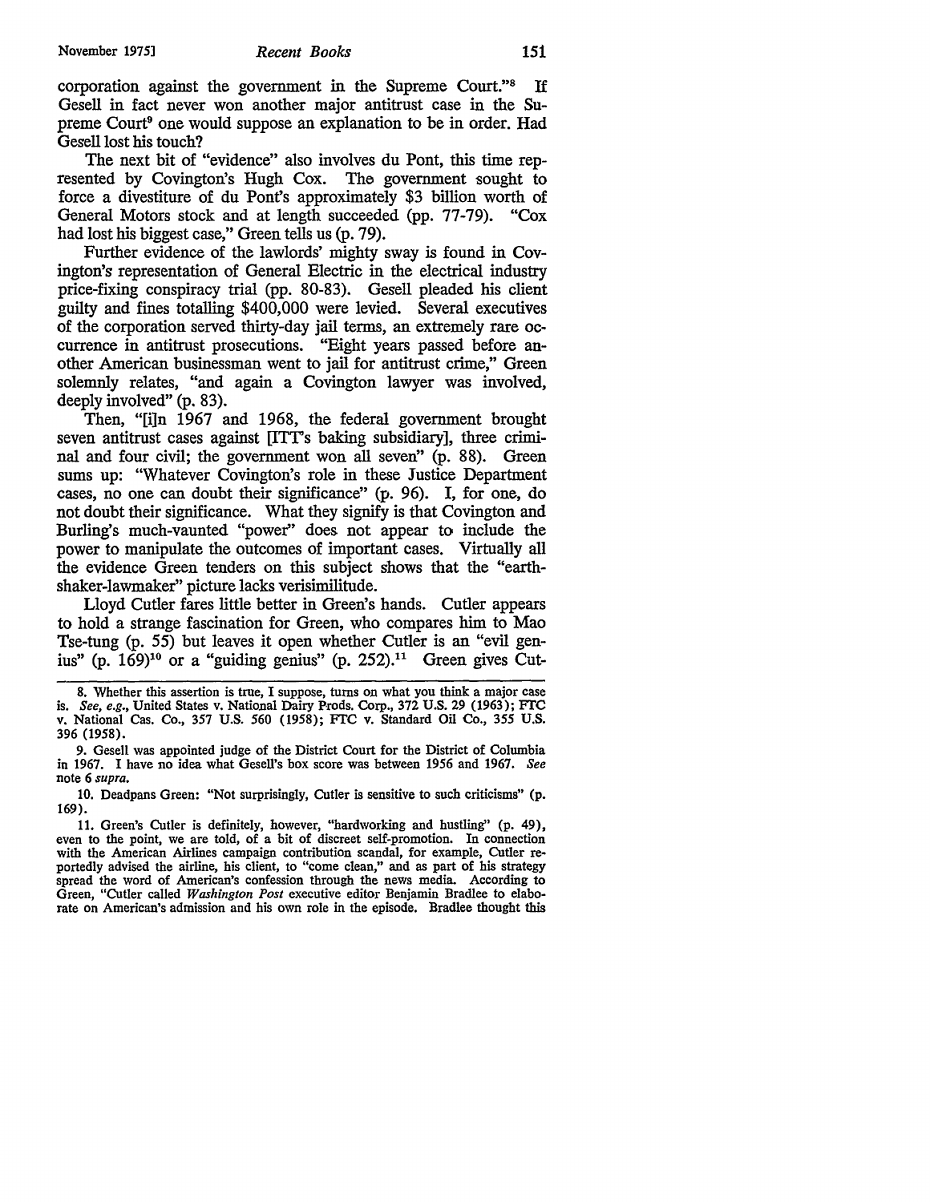corporation against the government in the Supreme Court."[8] If Gesell in fact never won another major antitrust case in the Supreme Court[9] one would suppose an explanation to be in order. Had Gesell lost his touch?

The next bit of "evidence" also involves du Pont, this time represented by Covington's Hugh Cox. The government sought to force a divestiture of du Pont's approximately $3 billion worth of General Motors stock and at length succeeded (pp. 77-79). "Cox had lost his biggest case," Green tells us (p. 79).

Further evidence of the lawlords' mighty sway is found in Covington's representation of General Electric in the electrical industry price-fixing conspiracy trial (pp. 80-83). Gesell pleaded his client guilty and fines totalling $400,000 were levied. Several executives of the corporation served thirty-day jail terms, an extremely rare occurrence in antitrust prosecutions. "Eight years passed before another American businessman went to jail for antitrust crime," Green solemnly relates, "and again a Covington lawyer was involved, deeply involved" (p. 83).

Then, "[i]n 1967 and 1968, the federal government brought seven antitrust cases against [ITT's baking subsidiary], three criminal and four civil; the government won all seven" (p. 88). Green sums up: "Whatever Covington's role in these Justice Department cases, no one can doubt their significance" (p. 96). I, for one, do not doubt their significance. What they signify is that Covington and Burling's much-vaunted "power" does not appear to include the power to manipulate the outcomes of important cases. Virtually all the evidence Green tenders on this subject shows that the "earthshaker-lawmaker" picture lacks verisimilitude.

Lloyd Cutler fares little better in Green's hands. Cutler appears to hold a strange fascination for Green, who compares him to Mao Tse-tung (p. 55) but leaves it open whether Cutler is an "evil genius" (p. 169)[10] or a "guiding genius" (p. 252).[11] Green gives Cut-

---

8. Whether this assertion is true, I suppose, turns on what you think a major case is. *See, e.g.*, United States v. National Dairy Prods. Corp., 372 U.S. 29 (1963); FTC v. National Cas. Co., 357 U.S. 560 (1958); FTC v. Standard Oil Co., 355 U.S. 396 (1958).

9. Gesell was appointed judge of the District Court for the District of Columbia in 1967. I have no idea what Gesell's box score was between 1956 and 1967. *See* note 6 *supra*.

10. Deadpans Green: "Not surprisingly, Cutler is sensitive to such criticisms" (p. 169).

11. Green's Cutler is definitely, however, "hardworking and hustling" (p. 49), even to the point, we are told, of a bit of discreet self-promotion. In connection with the American Airlines campaign contribution scandal, for example, Cutler reportedly advised the airline, his client, to "come clean," and as part of his strategy spread the word of American's confession through the news media. According to Green, "Cutler called *Washington Post* executive editor Benjamin Bradlee to elaborate on American's admission and his own role in the episode. Bradlee thought this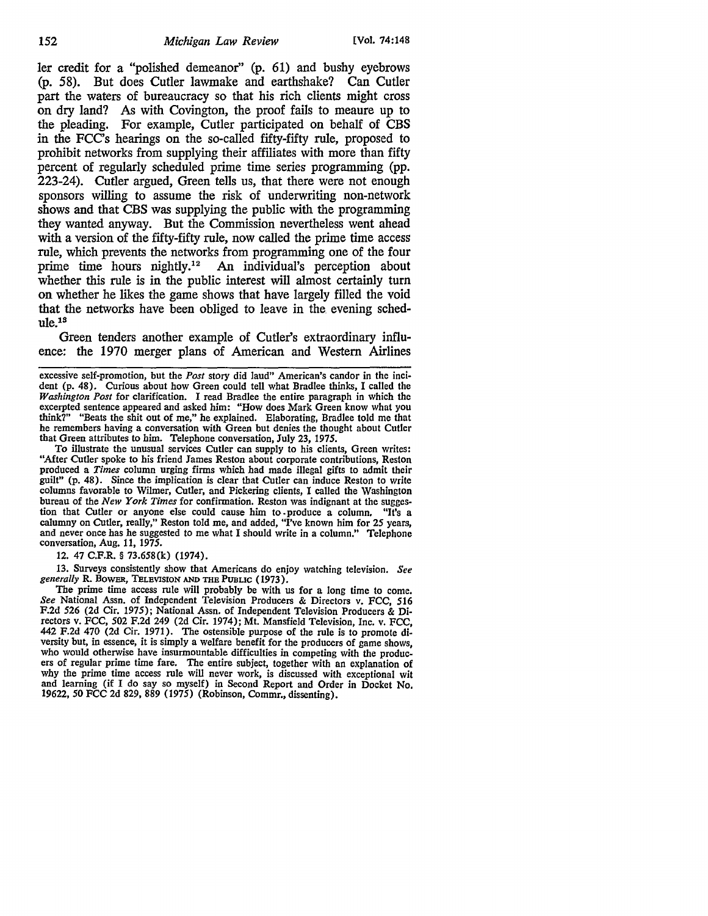ler credit for a "polished demeanor" (p. 61) and bushy eyebrows (p. 58). But does Cutler lawmake and earthshake? Can Cutler part the waters of bureaucracy so that his rich clients might cross on dry land? As with Covington, the proof fails to meaure up to the pleading. For example, Cutler participated on behalf of CBS in the FCC's hearings on the so-called fifty-fifty rule, proposed to prohibit networks from supplying their affiliates with more than fifty percent of regularly scheduled prime time series programming (pp. 223-24). Cutler argued, Green tells us, that there were not enough sponsors willing to assume the risk of underwriting non-network shows and that CBS was supplying the public with the programming they wanted anyway. But the Commission nevertheless went ahead with a version of the fifty-fifty rule, now called the prime time access rule, which prevents the networks from programming one of the four prime time hours nightly.[12] An individual's perception about whether this rule is in the public interest will almost certainly turn on whether he likes the game shows that have largely filled the void that the networks have been obliged to leave in the evening schedule.[13]

Green tenders another example of Cutler's extraordinary influence: the 1970 merger plans of American and Western Airlines

---

excessive self-promotion, but the *Post* story did laud" American's candor in the incident (p. 48). Curious about how Green could tell what Bradlee thinks, I called the *Washington Post* for clarification. I read Bradlee the entire paragraph in which the excerpted sentence appeared and asked him: "How does Mark Green know what you think?" "Beats the shit out of me," he explained. Elaborating, Bradlee told me that he remembers having a conversation with Green but denies the thought about Cutler that Green attributes to him. Telephone conversation, July 23, 1975.

To illustrate the unusual services Cutler can supply to his clients, Green writes: "After Cutler spoke to his friend James Reston about corporate contributions, Reston produced a *Times* column urging firms which had made illegal gifts to admit their guilt" (p. 48). Since the implication is clear that Cutler can induce Reston to write columns favorable to Wilmer, Cutler, and Pickering clients, I called the Washington bureau of the *New York Times* for confirmation. Reston was indignant at the suggestion that Cutler or anyone else could cause him to produce a column. "It's a calumny on Cutler, really," Reston told me, and added, "I've known him for 25 years, and never once has he suggested to me what I should write in a column." Telephone conversation, Aug. 11, 1975.

12. 47 C.F.R. § 73.658(k) (1974).

13. Surveys consistently show that Americans do enjoy watching television. *See generally* R. BOWER, TELEVISION AND THE PUBLIC (1973).

The prime time access rule will probably be with us for a long time to come. *See* National Assn. of Independent Television Producers & Directors v. FCC, 516 F.2d 526 (2d Cir. 1975); National Assn. of Independent Television Producers & Directors v. FCC, 502 F.2d 249 (2d Cir. 1974); Mt. Mansfield Television, Inc. v. FCC, 442 F.2d 470 (2d Cir. 1971). The ostensible purpose of the rule is to promote diversity but, in essence, it is simply a welfare benefit for the producers of game shows, who would otherwise have insurmountable difficulties in competing with the producers of regular prime time fare. The entire subject, together with an explanation of why the prime time access rule will never work, is discussed with exceptional wit and learning (if I do say so myself) in Second Report and Order in Docket No. 19622, 50 FCC 2d 829, 889 (1975) (Robinson, Commr., dissenting).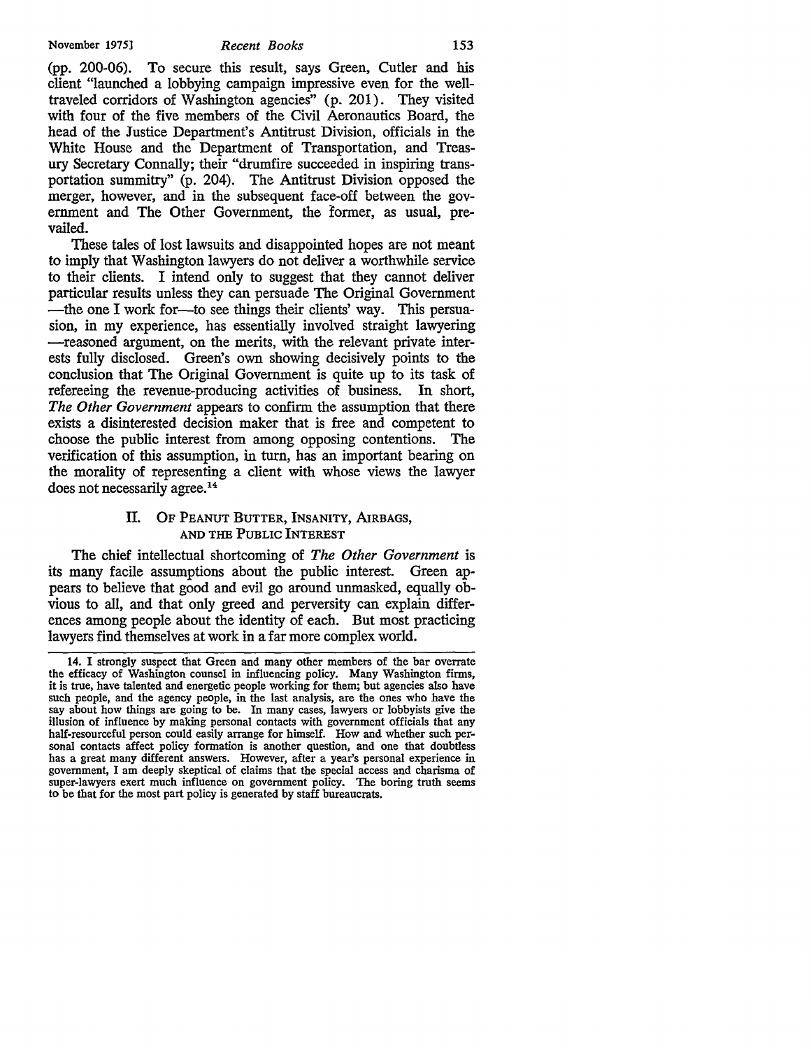(pp. 200-06). To secure this result, says Green, Cutler and his client "launched a lobbying campaign impressive even for the well-traveled corridors of Washington agencies" (p. 201). They visited with four of the five members of the Civil Aeronautics Board, the head of the Justice Department's Antitrust Division, officials in the White House and the Department of Transportation, and Treasury Secretary Connally; their "drumfire succeeded in inspiring transportation summitry" (p. 204). The Antitrust Division opposed the merger, however, and in the subsequent face-off between the government and The Other Government, the former, as usual, prevailed.

These tales of lost lawsuits and disappointed hopes are not meant to imply that Washington lawyers do not deliver a worthwhile service to their clients. I intend only to suggest that they cannot deliver particular results unless they can persuade The Original Government —the one I work for—to see things their clients' way. This persuasion, in my experience, has essentially involved straight lawyering —reasoned argument, on the merits, with the relevant private interests fully disclosed. Green's own showing decisively points to the conclusion that The Original Government is quite up to its task of refereeing the revenue-producing activities of business. In short, *The Other Government* appears to confirm the assumption that there exists a disinterested decision maker that is free and competent to choose the public interest from among opposing contentions. The verification of this assumption, in turn, has an important bearing on the morality of representing a client with whose views the lawyer does not necessarily agree.[14]

## II. OF PEANUT BUTTER, INSANITY, AIRBAGS, AND THE PUBLIC INTEREST

The chief intellectual shortcoming of *The Other Government* is its many facile assumptions about the public interest. Green appears to believe that good and evil go around unmasked, equally obvious to all, and that only greed and perversity can explain differences among people about the identity of each. But most practicing lawyers find themselves at work in a far more complex world.

---

14. I strongly suspect that Green and many other members of the bar overrate the efficacy of Washington counsel in influencing policy. Many Washington firms, it is true, have talented and energetic people working for them; but agencies also have such people, and the agency people, in the last analysis, are the ones who have the say about how things are going to be. In many cases, lawyers or lobbyists give the illusion of influence by making personal contacts with government officials that any half-resourceful person could easily arrange for himself. How and whether such personal contacts affect policy formation is another question, and one that doubtless has a great many different answers. However, after a year's personal experience in government, I am deeply skeptical of claims that the special access and charisma of super-lawyers exert much influence on government policy. The boring truth seems to be that for the most part policy is generated by staff bureaucrats.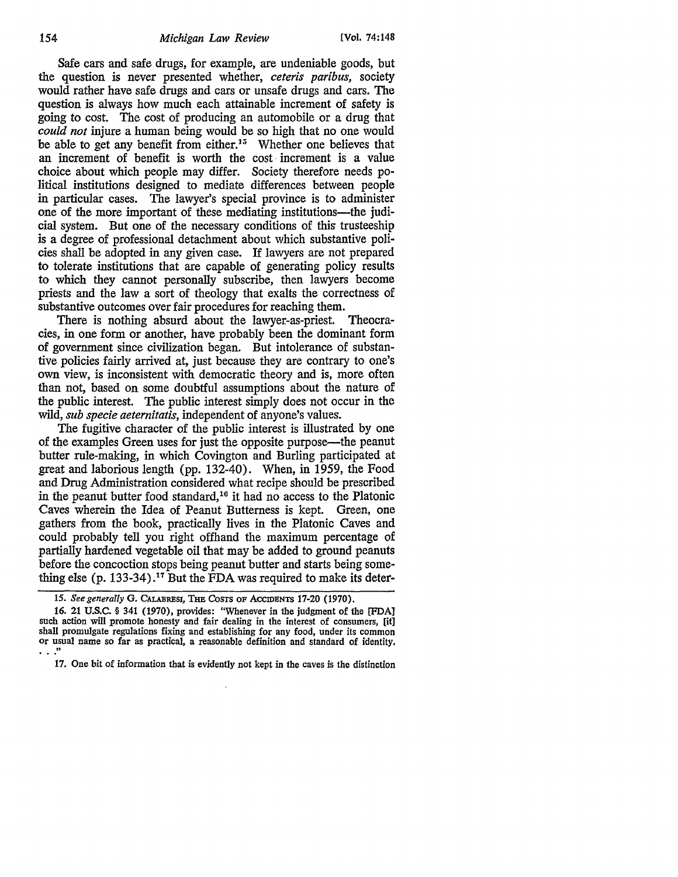Safe cars and safe drugs, for example, are undeniable goods, but the question is never presented whether, *ceteris paribus*, society would rather have safe drugs and cars or unsafe drugs and cars. The question is always how much each attainable increment of safety is going to cost. The cost of producing an automobile or a drug that *could not* injure a human being would be so high that no one would be able to get any benefit from either.[15] Whether one believes that an increment of benefit is worth the cost increment is a value choice about which people may differ. Society therefore needs political institutions designed to mediate differences between people in particular cases. The lawyer's special province is to administer one of the more important of these mediating institutions—the judicial system. But one of the necessary conditions of this trusteeship is a degree of professional detachment about which substantive policies shall be adopted in any given case. If lawyers are not prepared to tolerate institutions that are capable of generating policy results to which they cannot personally subscribe, then lawyers become priests and the law a sort of theology that exalts the correctness of substantive outcomes over fair procedures for reaching them.

There is nothing absurd about the lawyer-as-priest. Theocracies, in one form or another, have probably been the dominant form of government since civilization began. But intolerance of substantive policies fairly arrived at, just because they are contrary to one's own view, is inconsistent with democratic theory and is, more often than not, based on some doubtful assumptions about the nature of the public interest. The public interest simply does not occur in the wild, *sub specie aeternitatis*, independent of anyone's values.

The fugitive character of the public interest is illustrated by one of the examples Green uses for just the opposite purpose—the peanut butter rule-making, in which Covington and Burling participated at great and laborious length (pp. 132-40). When, in 1959, the Food and Drug Administration considered what recipe should be prescribed in the peanut butter food standard,[16] it had no access to the Platonic Caves wherein the Idea of Peanut Butterness is kept. Green, one gathers from the book, practically lives in the Platonic Caves and could probably tell you right offhand the maximum percentage of partially hardened vegetable oil that may be added to ground peanuts before the concoction stops being peanut butter and starts being something else (p. 133-34).[17] But the FDA was required to make its deter-

15. *See generally* G. Calabresi, The Costs of Accidents 17-20 (1970).

16. 21 U.S.C. § 341 (1970), provides: "Whenever in the judgment of the [FDA] such action will promote honesty and fair dealing in the interest of consumers, [it] shall promulgate regulations fixing and establishing for any food, under its common or usual name so far as practical, a reasonable definition and standard of identity. . . ."

17. One bit of information that is evidently not kept in the caves is the distinction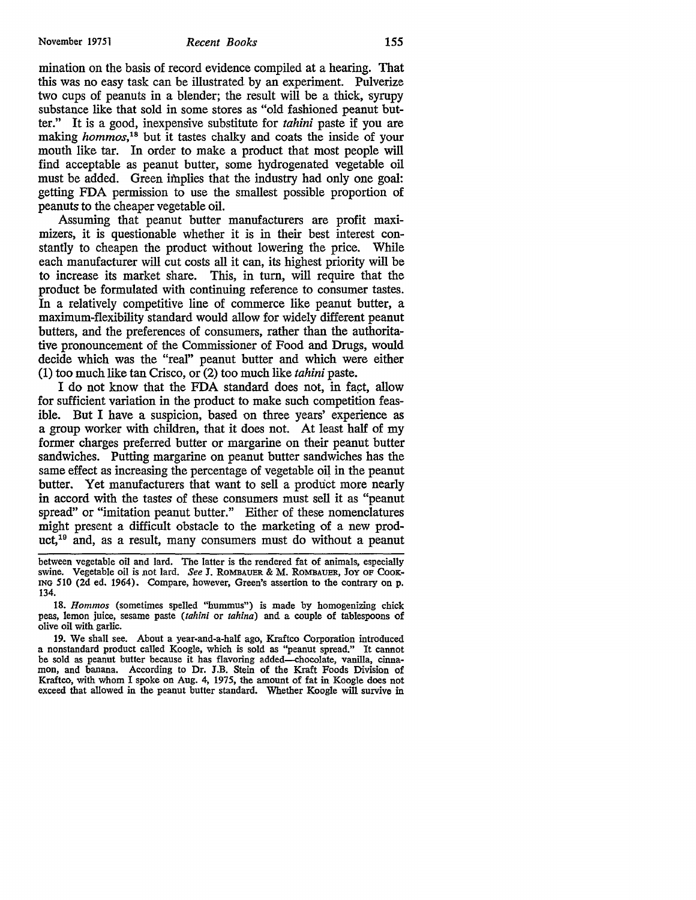mination on the basis of record evidence compiled at a hearing. That this was no easy task can be illustrated by an experiment. Pulverize two cups of peanuts in a blender; the result will be a thick, syrupy substance like that sold in some stores as "old fashioned peanut butter." It is a good, inexpensive substitute for *tahini* paste if you are making *hommos*,[18] but it tastes chalky and coats the inside of your mouth like tar. In order to make a product that most people will find acceptable as peanut butter, some hydrogenated vegetable oil must be added. Green implies that the industry had only one goal: getting FDA permission to use the smallest possible proportion of peanuts to the cheaper vegetable oil.

Assuming that peanut butter manufacturers are profit maximizers, it is questionable whether it is in their best interest constantly to cheapen the product without lowering the price. While each manufacturer will cut costs all it can, its highest priority will be to increase its market share. This, in turn, will require that the product be formulated with continuing reference to consumer tastes. In a relatively competitive line of commerce like peanut butter, a maximum-flexibility standard would allow for widely different peanut butters, and the preferences of consumers, rather than the authoritative pronouncement of the Commissioner of Food and Drugs, would decide which was the "real" peanut butter and which were either (1) too much like tan Crisco, or (2) too much like *tahini* paste.

I do not know that the FDA standard does not, in fact, allow for sufficient variation in the product to make such competition feasible. But I have a suspicion, based on three years' experience as a group worker with children, that it does not. At least half of my former charges preferred butter or margarine on their peanut butter sandwiches. Putting margarine on peanut butter sandwiches has the same effect as increasing the percentage of vegetable oil in the peanut butter. Yet manufacturers that want to sell a product more nearly in accord with the tastes of these consumers must sell it as "peanut spread" or "imitation peanut butter." Either of these nomenclatures might present a difficult obstacle to the marketing of a new product,[19] and, as a result, many consumers must do without a peanut

---

between vegetable oil and lard. The latter is the rendered fat of animals, especially swine. Vegetable oil is not lard. *See* J. Rombauer & M. Rombauer, Joy of Cooking 510 (2d ed. 1964). Compare, however, Green's assertion to the contrary on p. 134.

18. *Hommos* (sometimes spelled "hummus") is made by homogenizing chick peas, lemon juice, sesame paste (*tahini* or *tahina*) and a couple of tablespoons of olive oil with garlic.

19. We shall see. About a year-and-a-half ago, Kraftco Corporation introduced a nonstandard product called Koogle, which is sold as "peanut spread." It cannot be sold as peanut butter because it has flavoring added—chocolate, vanilla, cinnamon, and banana. According to Dr. J.B. Stein of the Kraft Foods Division of Kraftco, with whom I spoke on Aug. 4, 1975, the amount of fat in Koogle does not exceed that allowed in the peanut butter standard. Whether Koogle will survive in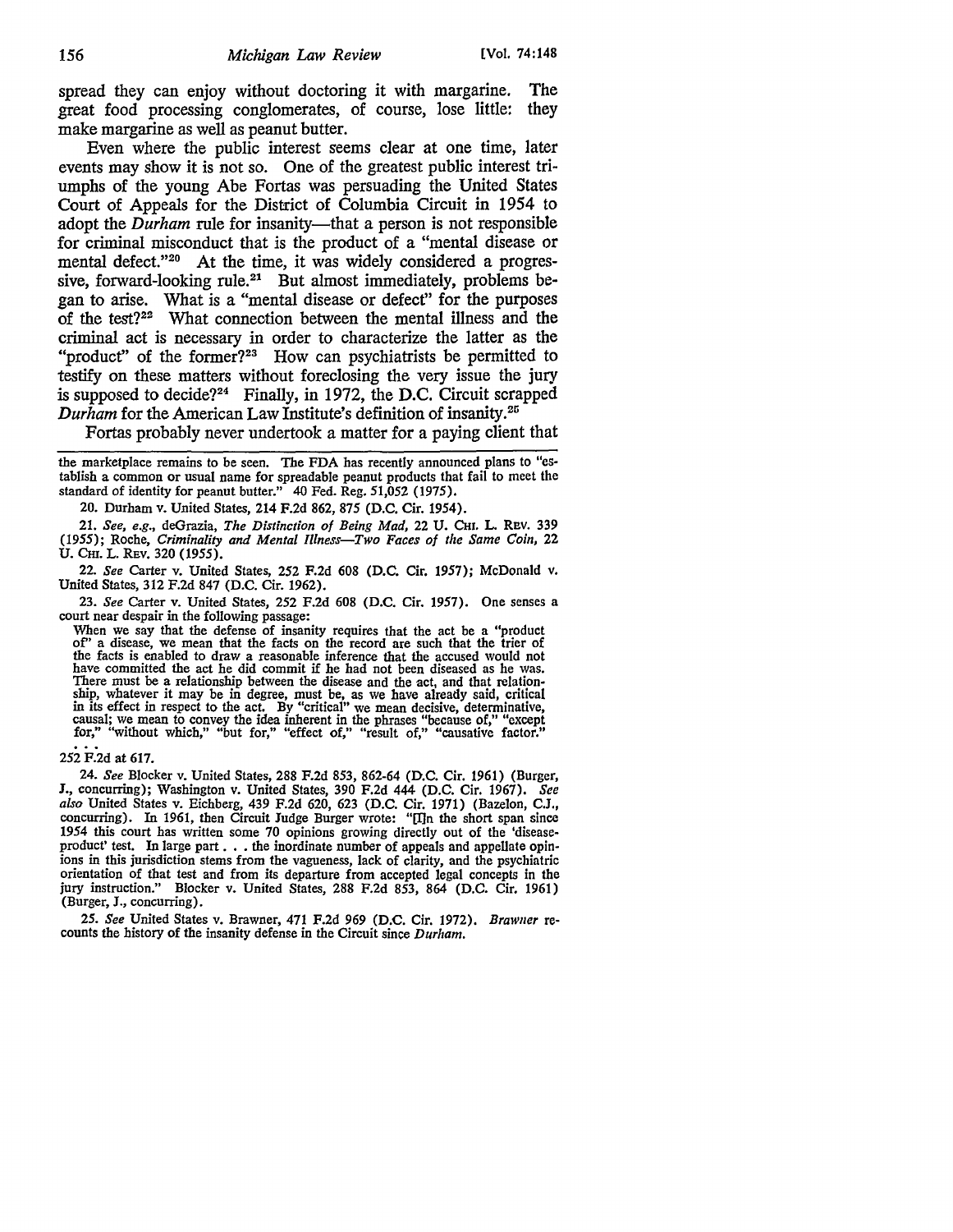spread they can enjoy without doctoring it with margarine. The great food processing conglomerates, of course, lose little: they make margarine as well as peanut butter.

Even where the public interest seems clear at one time, later events may show it is not so. One of the greatest public interest triumphs of the young Abe Fortas was persuading the United States Court of Appeals for the District of Columbia Circuit in 1954 to adopt the *Durham* rule for insanity—that a person is not responsible for criminal misconduct that is the product of a "mental disease or mental defect."[20] At the time, it was widely considered a progressive, forward-looking rule.[21] But almost immediately, problems began to arise. What is a "mental disease or defect" for the purposes of the test?[22] What connection between the mental illness and the criminal act is necessary in order to characterize the latter as the "product" of the former?[23] How can psychiatrists be permitted to testify on these matters without foreclosing the very issue the jury is supposed to decide?[24] Finally, in 1972, the D.C. Circuit scrapped *Durham* for the American Law Institute's definition of insanity.[25]

Fortas probably never undertook a matter for a paying client that

---

the marketplace remains to be seen. The FDA has recently announced plans to "establish a common or usual name for spreadable peanut products that fail to meet the standard of identity for peanut butter." 40 Fed. Reg. 51,052 (1975).

20. Durham v. United States, 214 F.2d 862, 875 (D.C. Cir. 1954).

21. *See, e.g.*, deGrazia, *The Distinction of Being Mad*, 22 U. CHI. L. REV. 339 (1955); Roche, *Criminality and Mental Illness—Two Faces of the Same Coin*, 22 U. CHI. L. REV. 320 (1955).

22. *See* Carter v. United States, 252 F.2d 608 (D.C. Cir. 1957); McDonald v. United States, 312 F.2d 847 (D.C. Cir. 1962).

23. *See* Carter v. United States, 252 F.2d 608 (D.C. Cir. 1957). One senses a court near despair in the following passage:

> When we say that the defense of insanity requires that the act be a "product of" a disease, we mean that the facts on the record are such that the trier of the facts is enabled to draw a reasonable inference that the accused would not have committed the act he did commit if he had not been diseased as he was. There must be a relationship between the disease and the act, and that relationship, whatever it may be in degree, must be, as we have already said, critical in its effect in respect to the act. By "critical" we mean decisive, determinative, causal; we mean to convey the idea inherent in the phrases "because of," "except for," "without which," "but for," "effect of," "result of," "causative factor."
> . . .

252 F.2d at 617.

24. *See* Blocker v. United States, 288 F.2d 853, 862-64 (D.C. Cir. 1961) (Burger, J., concurring); Washington v. United States, 390 F.2d 444 (D.C. Cir. 1967). *See also* United States v. Eichberg, 439 F.2d 620, 623 (D.C. Cir. 1971) (Bazelon, C.J., concurring). In 1961, then Circuit Judge Burger wrote: "[I]n the short span since 1954 this court has written some 70 opinions growing directly out of the 'disease-product' test. In large part . . . the inordinate number of appeals and appellate opinions in this jurisdiction stems from the vagueness, lack of clarity, and the psychiatric orientation of that test and from its departure from accepted legal concepts in the jury instruction." Blocker v. United States, 288 F.2d 853, 864 (D.C. Cir. 1961) (Burger, J., concurring).

25. *See* United States v. Brawner, 471 F.2d 969 (D.C. Cir. 1972). *Brawner* recounts the history of the insanity defense in the Circuit since *Durham*.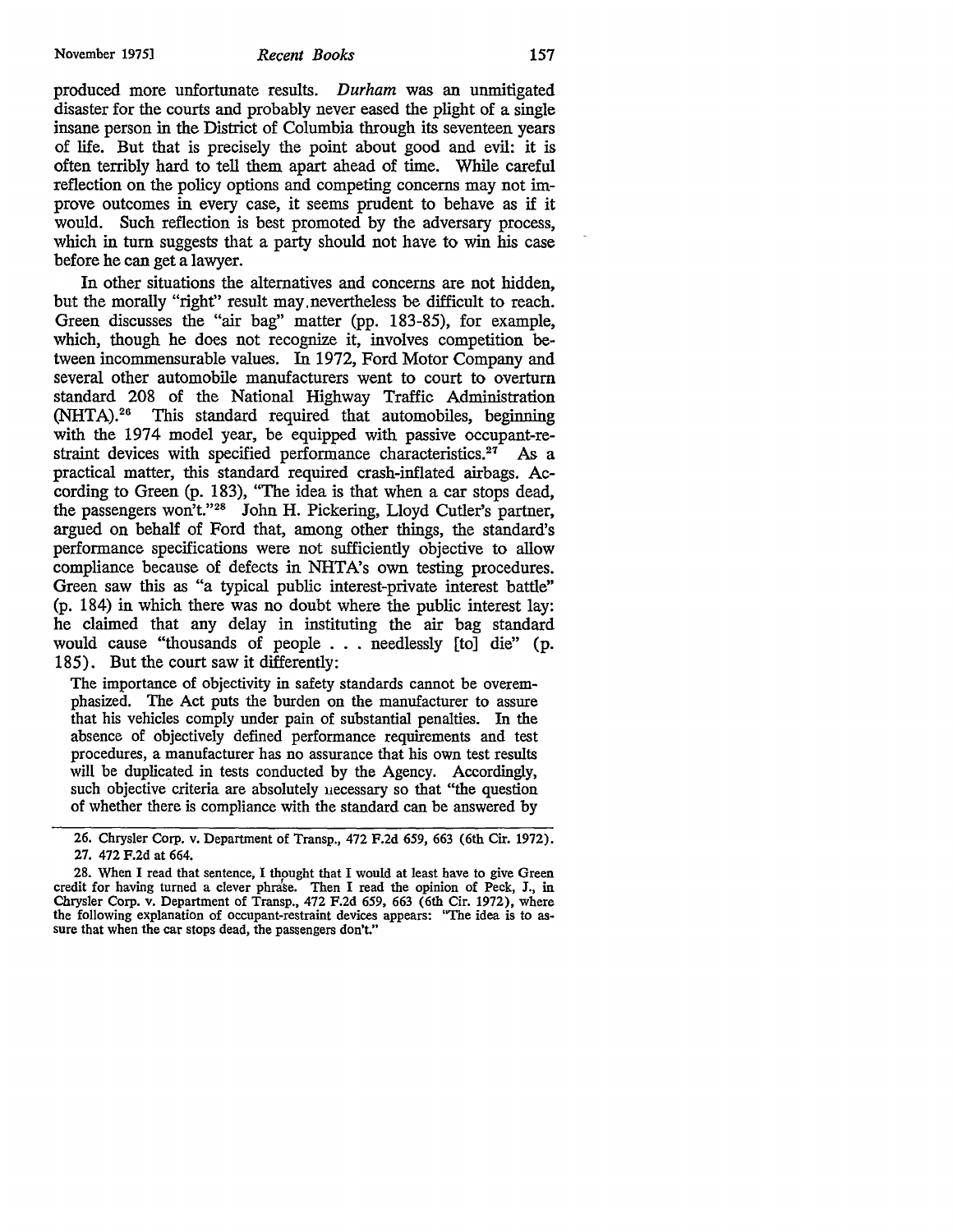produced more unfortunate results. *Durham* was an unmitigated disaster for the courts and probably never eased the plight of a single insane person in the District of Columbia through its seventeen years of life. But that is precisely the point about good and evil: it is often terribly hard to tell them apart ahead of time. While careful reflection on the policy options and competing concerns may not improve outcomes in every case, it seems prudent to behave as if it would. Such reflection is best promoted by the adversary process, which in turn suggests that a party should not have to win his case before he can get a lawyer.

In other situations the alternatives and concerns are not hidden, but the morally "right" result may nevertheless be difficult to reach. Green discusses the "air bag" matter (pp. 183-85), for example, which, though he does not recognize it, involves competition between incommensurable values. In 1972, Ford Motor Company and several other automobile manufacturers went to court to overturn standard 208 of the National Highway Traffic Administration (NHTA).[26] This standard required that automobiles, beginning with the 1974 model year, be equipped with passive occupant-restraint devices with specified performance characteristics.[27] As a practical matter, this standard required crash-inflated airbags. According to Green (p. 183), "The idea is that when a car stops dead, the passengers won't."[28] John H. Pickering, Lloyd Cutler's partner, argued on behalf of Ford that, among other things, the standard's performance specifications were not sufficiently objective to allow compliance because of defects in NHTA's own testing procedures. Green saw this as "a typical public interest-private interest battle" (p. 184) in which there was no doubt where the public interest lay: he claimed that any delay in instituting the air bag standard would cause "thousands of people . . . needlessly [to] die" (p. 185). But the court saw it differently:

> The importance of objectivity in safety standards cannot be overemphasized. The Act puts the burden on the manufacturer to assure that his vehicles comply under pain of substantial penalties. In the absence of objectively defined performance requirements and test procedures, a manufacturer has no assurance that his own test results will be duplicated in tests conducted by the Agency. Accordingly, such objective criteria are absolutely necessary so that "the question of whether there is compliance with the standard can be answered by

---

26. Chrysler Corp. v. Department of Transp., 472 F.2d 659, 663 (6th Cir. 1972).

27. 472 F.2d at 664.

28. When I read that sentence, I thought that I would at least have to give Green credit for having turned a clever phrase. Then I read the opinion of Peck, J., in Chrysler Corp. v. Department of Transp., 472 F.2d 659, 663 (6th Cir. 1972), where the following explanation of occupant-restraint devices appears: "The idea is to assure that when the car stops dead, the passengers don't."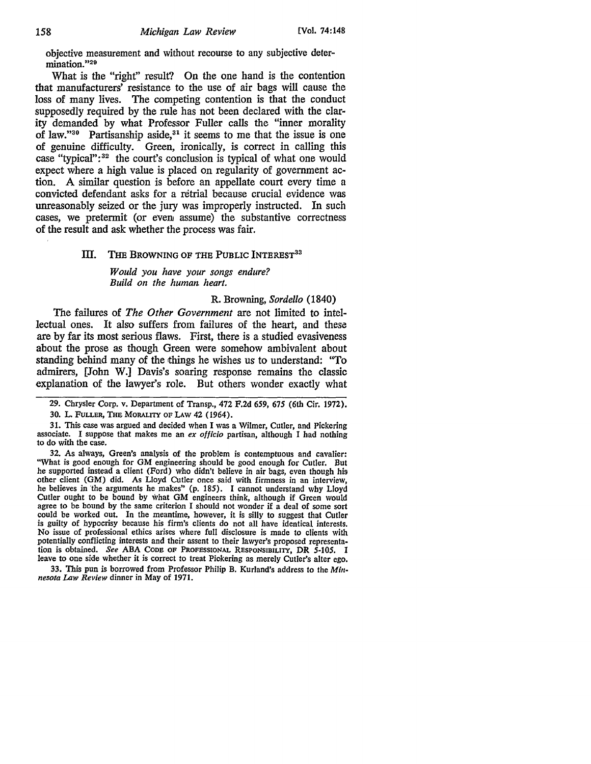objective measurement and without recourse to any subjective determination."[29]

What is the "right" result? On the one hand is the contention that manufacturers' resistance to the use of air bags will cause the loss of many lives. The competing contention is that the conduct supposedly required by the rule has not been declared with the clarity demanded by what Professor Fuller calls the "inner morality of law."[30] Partisanship aside,[31] it seems to me that the issue is one of genuine difficulty. Green, ironically, is correct in calling this case "typical":[32] the court's conclusion is typical of what one would expect where a high value is placed on regularity of government action. A similar question is before an appellate court every time a convicted defendant asks for a retrial because crucial evidence was unreasonably seized or the jury was improperly instructed. In such cases, we pretermit (or even assume) the substantive correctness of the result and ask whether the process was fair.

## III. THE BROWNING OF THE PUBLIC INTEREST[33]

> *Would you have your songs endure?*
> *Build on the human heart.*
>
> R. Browning, *Sordello* (1840)

The failures of *The Other Government* are not limited to intellectual ones. It also suffers from failures of the heart, and these are by far its most serious flaws. First, there is a studied evasiveness about the prose as though Green were somehow ambivalent about standing behind many of the things he wishes us to understand: "To admirers, [John W.] Davis's soaring response remains the classic explanation of the lawyer's role. But others wonder exactly what

---

29. Chrysler Corp. v. Department of Transp., 472 F.2d 659, 675 (6th Cir. 1972).

30. L. FULLER, THE MORALITY OF LAW 42 (1964).

31. This case was argued and decided when I was a Wilmer, Cutler, and Pickering associate. I suppose that makes me an *ex officio* partisan, although I had nothing to do with the case.

32. As always, Green's analysis of the problem is contemptuous and cavalier: "What is good enough for GM engineering should be good enough for Cutler. But he supported instead a client (Ford) who didn't believe in air bags, even though his other client (GM) did. As Lloyd Cutler once said with firmness in an interview, he believes in the arguments he makes" (p. 185). I cannot understand why Lloyd Cutler ought to be bound by what GM engineers think, although if Green would agree to be bound by the same criterion I should not wonder if a deal of some sort could be worked out. In the meantime, however, it is silly to suggest that Cutler is guilty of hypocrisy because his firm's clients do not all have identical interests. No issue of professional ethics arises where full disclosure is made to clients with potentially conflicting interests and their assent to their lawyer's proposed representation is obtained. *See* ABA CODE OF PROFESSIONAL RESPONSIBILITY, DR 5-105. I leave to one side whether it is correct to treat Pickering as merely Cutler's alter ego.

33. This pun is borrowed from Professor Philip B. Kurland's address to the *Minnesota Law Review* dinner in May of 1971.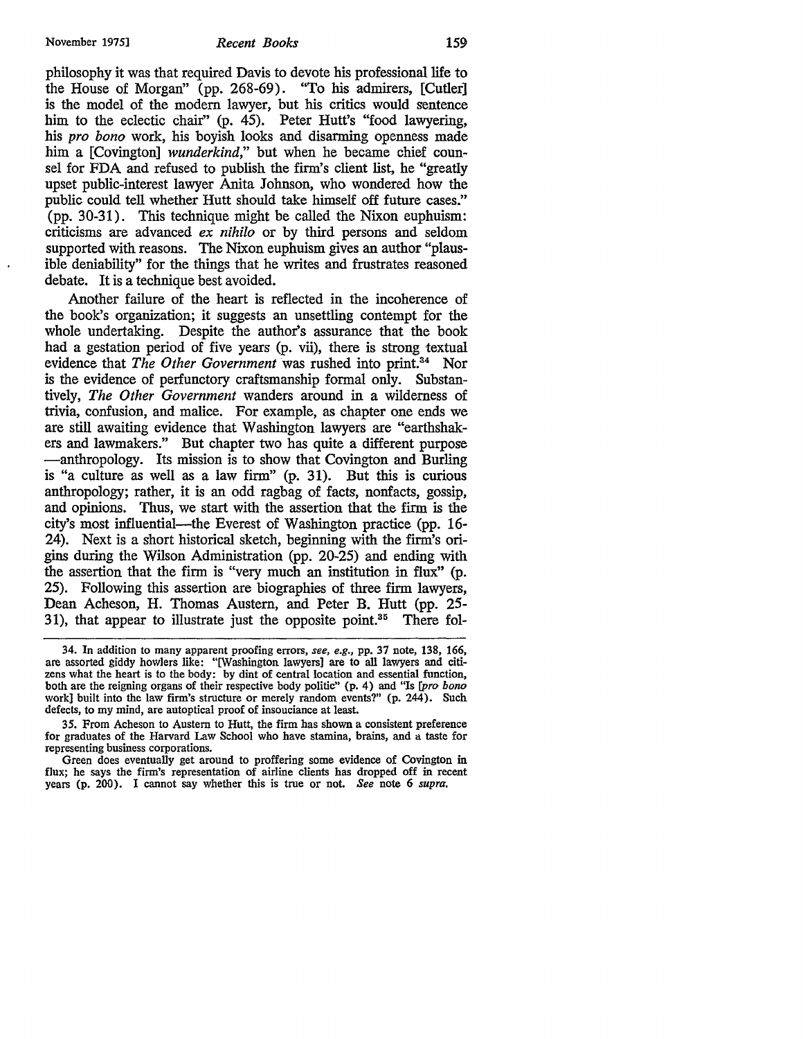philosophy it was that required Davis to devote his professional life to the House of Morgan" (pp. 268-69). "To his admirers, [Cutler] is the model of the modern lawyer, but his critics would sentence him to the eclectic chair" (p. 45). Peter Hutt's "food lawyering, his *pro bono* work, his boyish looks and disarming openness made him a [Covington] *wunderkind*," but when he became chief counsel for FDA and refused to publish the firm's client list, he "greatly upset public-interest lawyer Anita Johnson, who wondered how the public could tell whether Hutt should take himself off future cases." (pp. 30-31). This technique might be called the Nixon euphuism: criticisms are advanced *ex nihilo* or by third persons and seldom supported with reasons. The Nixon euphuism gives an author "plausible deniability" for the things that he writes and frustrates reasoned debate. It is a technique best avoided.

Another failure of the heart is reflected in the incoherence of the book's organization; it suggests an unsettling contempt for the whole undertaking. Despite the author's assurance that the book had a gestation period of five years (p. vii), there is strong textual evidence that *The Other Government* was rushed into print.[34] Nor is the evidence of perfunctory craftsmanship formal only. Substantively, *The Other Government* wanders around in a wilderness of trivia, confusion, and malice. For example, as chapter one ends we are still awaiting evidence that Washington lawyers are "earthshakers and lawmakers." But chapter two has quite a different purpose —anthropology. Its mission is to show that Covington and Burling is "a culture as well as a law firm" (p. 31). But this is curious anthropology; rather, it is an odd ragbag of facts, nonfacts, gossip, and opinions. Thus, we start with the assertion that the firm is the city's most influential—the Everest of Washington practice (pp. 16-24). Next is a short historical sketch, beginning with the firm's origins during the Wilson Administration (pp. 20-25) and ending with the assertion that the firm is "very much an institution in flux" (p. 25). Following this assertion are biographies of three firm lawyers, Dean Acheson, H. Thomas Austern, and Peter B. Hutt (pp. 25-31), that appear to illustrate just the opposite point.[35] There fol-

---

34. In addition to many apparent proofing errors, *see, e.g.*, pp. 37 note, 138, 166, are assorted giddy howlers like: "[Washington lawyers] are to all lawyers and citizens what the heart is to the body: by dint of central location and essential function, both are the reigning organs of their respective body politic" (p. 4) and "Is [*pro bono* work] built into the law firm's structure or merely random events?" (p. 244). Such defects, to my mind, are autoptical proof of insouciance at least.

35. From Acheson to Austern to Hutt, the firm has shown a consistent preference for graduates of the Harvard Law School who have stamina, brains, and a taste for representing business corporations.

Green does eventually get around to proffering some evidence of Covington in flux; he says the firm's representation of airline clients has dropped off in recent years (p. 200). I cannot say whether this is true or not. *See* note 6 *supra*.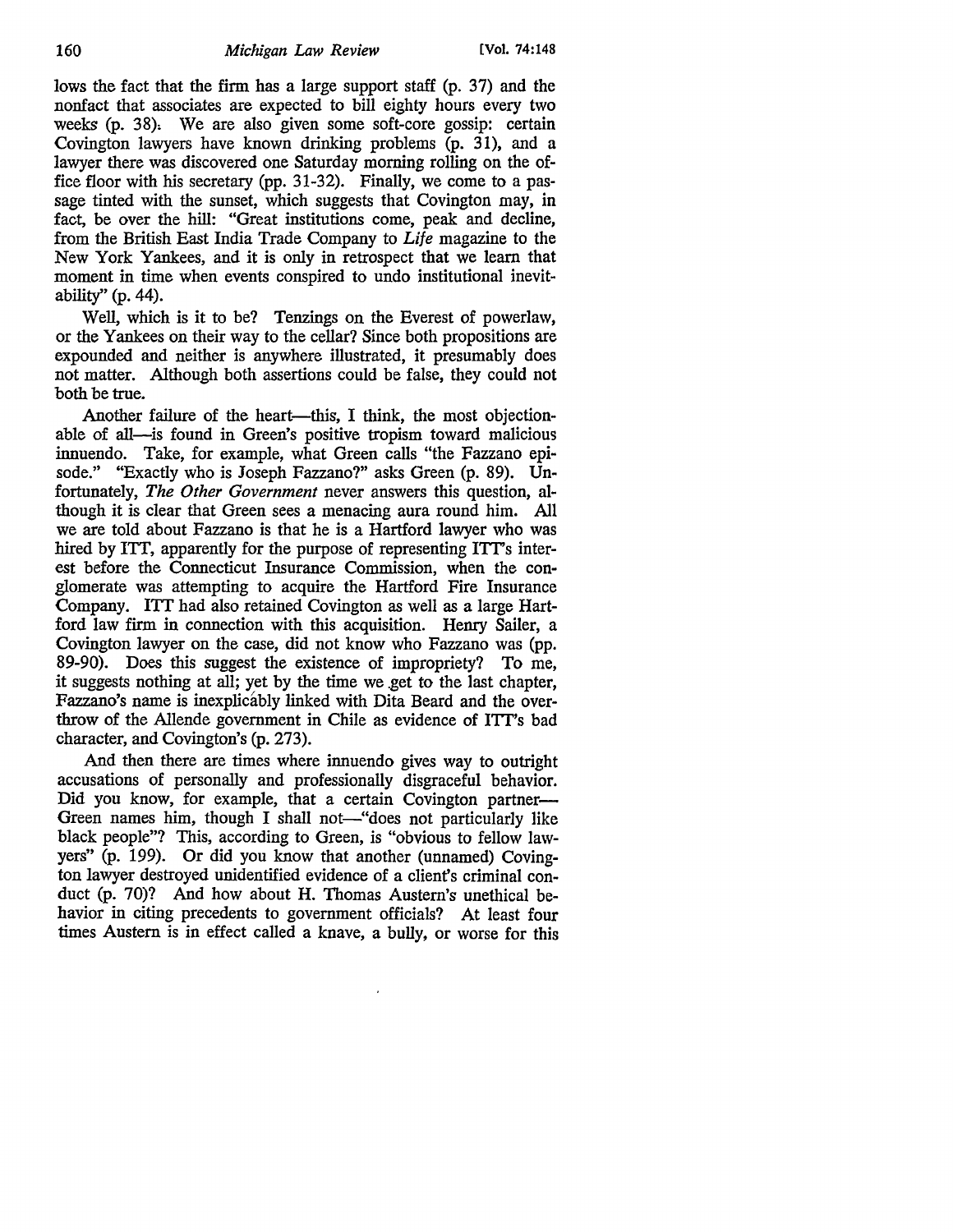lows the fact that the firm has a large support staff (p. 37) and the nonfact that associates are expected to bill eighty hours every two weeks (p. 38). We are also given some soft-core gossip: certain Covington lawyers have known drinking problems (p. 31), and a lawyer there was discovered one Saturday morning rolling on the office floor with his secretary (pp. 31-32). Finally, we come to a passage tinted with the sunset, which suggests that Covington may, in fact, be over the hill: "Great institutions come, peak and decline, from the British East India Trade Company to *Life* magazine to the New York Yankees, and it is only in retrospect that we learn that moment in time when events conspired to undo institutional inevitability" (p. 44).

Well, which is it to be? Tenzings on the Everest of powerlaw, or the Yankees on their way to the cellar? Since both propositions are expounded and neither is anywhere illustrated, it presumably does not matter. Although both assertions could be false, they could not both be true.

Another failure of the heart—this, I think, the most objectionable of all—is found in Green's positive tropism toward malicious innuendo. Take, for example, what Green calls "the Fazzano episode." "Exactly who is Joseph Fazzano?" asks Green (p. 89). Unfortunately, *The Other Government* never answers this question, although it is clear that Green sees a menacing aura round him. All we are told about Fazzano is that he is a Hartford lawyer who was hired by ITT, apparently for the purpose of representing ITT's interest before the Connecticut Insurance Commission, when the conglomerate was attempting to acquire the Hartford Fire Insurance Company. ITT had also retained Covington as well as a large Hartford law firm in connection with this acquisition. Henry Sailer, a Covington lawyer on the case, did not know who Fazzano was (pp. 89-90). Does this suggest the existence of impropriety? To me, it suggests nothing at all; yet by the time we get to the last chapter, Fazzano's name is inexplicably linked with Dita Beard and the overthrow of the Allende government in Chile as evidence of ITT's bad character, and Covington's (p. 273).

And then there are times where innuendo gives way to outright accusations of personally and professionally disgraceful behavior. Did you know, for example, that a certain Covington partner—Green names him, though I shall not—"does not particularly like black people"? This, according to Green, is "obvious to fellow lawyers" (p. 199). Or did you know that another (unnamed) Covington lawyer destroyed unidentified evidence of a client's criminal conduct (p. 70)? And how about H. Thomas Austern's unethical behavior in citing precedents to government officials? At least four times Austern is in effect called a knave, a bully, or worse for this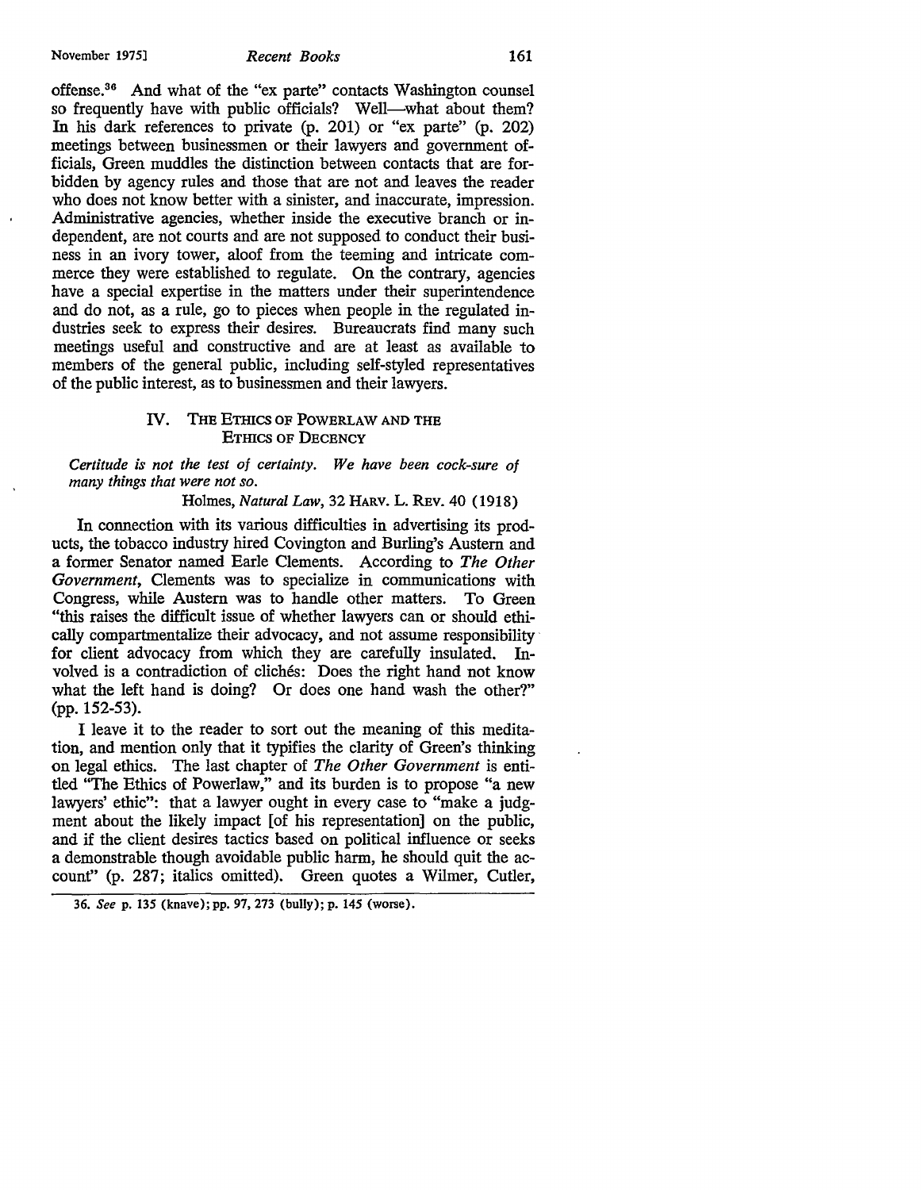offense.[36] And what of the "ex parte" contacts Washington counsel so frequently have with public officials? Well—what about them? In his dark references to private (p. 201) or "ex parte" (p. 202) meetings between businessmen or their lawyers and government officials, Green muddles the distinction between contacts that are forbidden by agency rules and those that are not and leaves the reader who does not know better with a sinister, and inaccurate, impression. Administrative agencies, whether inside the executive branch or independent, are not courts and are not supposed to conduct their business in an ivory tower, aloof from the teeming and intricate commerce they were established to regulate. On the contrary, agencies have a special expertise in the matters under their superintendence and do not, as a rule, go to pieces when people in the regulated industries seek to express their desires. Bureaucrats find many such meetings useful and constructive and are at least as available to members of the general public, including self-styled representatives of the public interest, as to businessmen and their lawyers.

## IV. The Ethics of Powerlaw and the Ethics of Decency

*Certitude is not the test of certainty. We have been cock-sure of many things that were not so.*

Holmes, *Natural Law*, 32 Harv. L. Rev. 40 (1918)

In connection with its various difficulties in advertising its products, the tobacco industry hired Covington and Burling's Austern and a former Senator named Earle Clements. According to *The Other Government*, Clements was to specialize in communications with Congress, while Austern was to handle other matters. To Green "this raises the difficult issue of whether lawyers can or should ethically compartmentalize their advocacy, and not assume responsibility for client advocacy from which they are carefully insulated. Involved is a contradiction of clichés: Does the right hand not know what the left hand is doing? Or does one hand wash the other?" (pp. 152-53).

I leave it to the reader to sort out the meaning of this meditation, and mention only that it typifies the clarity of Green's thinking on legal ethics. The last chapter of *The Other Government* is entitled "The Ethics of Powerlaw," and its burden is to propose "a new lawyers' ethic": that a lawyer ought in every case to "make a judgment about the likely impact [of his representation] on the public, and if the client desires tactics based on political influence or seeks a demonstrable though avoidable public harm, he should quit the account" (p. 287; italics omitted). Green quotes a Wilmer, Cutler,

36. *See* p. 135 (knave); pp. 97, 273 (bully); p. 145 (worse).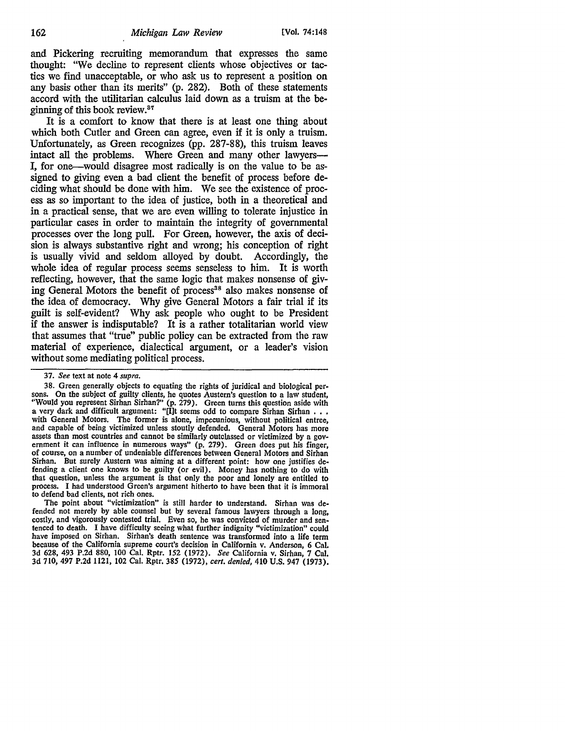and Pickering recruiting memorandum that expresses the same thought: "We decline to represent clients whose objectives or tactics we find unacceptable, or who ask us to represent a position on any basis other than its merits" (p. 282). Both of these statements accord with the utilitarian calculus laid down as a truism at the beginning of this book review.[37]

It is a comfort to know that there is at least one thing about which both Cutler and Green can agree, even if it is only a truism. Unfortunately, as Green recognizes (pp. 287-88), this truism leaves intact all the problems. Where Green and many other lawyers—I, for one—would disagree most radically is on the value to be assigned to giving even a bad client the benefit of process before deciding what should be done with him. We see the existence of process as so important to the idea of justice, both in a theoretical and in a practical sense, that we are even willing to tolerate injustice in particular cases in order to maintain the integrity of governmental processes over the long pull. For Green, however, the axis of decision is always substantive right and wrong; his conception of right is usually vivid and seldom alloyed by doubt. Accordingly, the whole idea of regular process seems senseless to him. It is worth reflecting, however, that the same logic that makes nonsense of giving General Motors the benefit of process[38] also makes nonsense of the idea of democracy. Why give General Motors a fair trial if its guilt is self-evident? Why ask people who ought to be President if the answer is indisputable? It is a rather totalitarian world view that assumes that "true" public policy can be extracted from the raw material of experience, dialectical argument, or a leader's vision without some mediating political process.

---

37. *See* text at note 4 *supra.*

38. Green generally objects to equating the rights of juridical and biological persons. On the subject of guilty clients, he quotes Austern's question to a law student, "Would you represent Sirhan Sirhan?" (p. 279). Green turns this question aside with a very dark and difficult argument: "[I]t seems odd to compare Sirhan Sirhan . . . with General Motors. The former is alone, impecunious, without political entree, and capable of being victimized unless stoutly defended. General Motors has more assets than most countries and cannot be similarly outclassed or victimized by a government it can influence in numerous ways" (p. 279). Green does put his finger, of course, on a number of undeniable differences between General Motors and Sirhan Sirhan. But surely Austern was aiming at a different point: how one justifies defending a client one knows to be guilty (or evil). Money has nothing to do with that question, unless the argument is that only the poor and lonely are entitled to process. I had understood Green's argument hitherto to have been that it is immoral to defend bad clients, not rich ones.

The point about "victimization" is still harder to understand. Sirhan was defended not merely by able counsel but by several famous lawyers through a long, costly, and vigorously contested trial. Even so, he was convicted of murder and sentenced to death. I have difficulty seeing what further indignity "victimization" could have imposed on Sirhan. Sirhan's death sentence was transformed into a life term because of the California supreme court's decision in California v. Anderson, 6 Cal. 3d 628, 493 P.2d 880, 100 Cal. Rptr. 152 (1972). *See* California v. Sirhan, 7 Cal. 3d 710, 497 P.2d 1121, 102 Cal. Rptr. 385 (1972), *cert. denied,* 410 U.S. 947 (1973).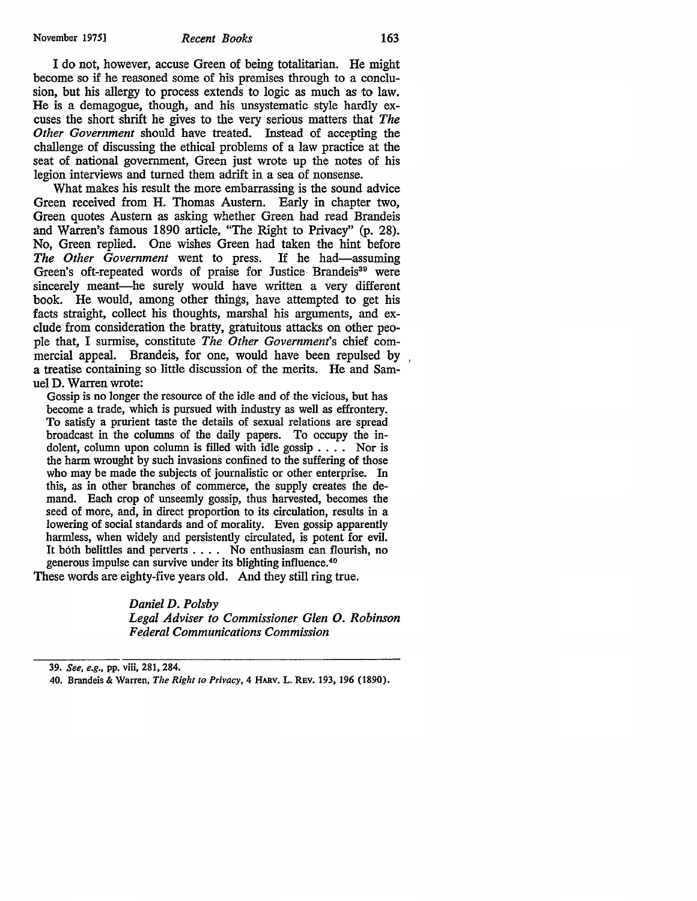I do not, however, accuse Green of being totalitarian. He might become so if he reasoned some of his premises through to a conclusion, but his allergy to process extends to logic as much as to law. He is a demagogue, though, and his unsystematic style hardly excuses the short shrift he gives to the very serious matters that *The Other Government* should have treated. Instead of accepting the challenge of discussing the ethical problems of a law practice at the seat of national government, Green just wrote up the notes of his legion interviews and turned them adrift in a sea of nonsense.

What makes his result the more embarrassing is the sound advice Green received from H. Thomas Austern. Early in chapter two, Green quotes Austern as asking whether Green had read Brandeis and Warren's famous 1890 article, "The Right to Privacy" (p. 28). No, Green replied. One wishes Green had taken the hint before *The Other Government* went to press. If he had—assuming Green's oft-repeated words of praise for Justice Brandeis[39] were sincerely meant—he surely would have written a very different book. He would, among other things, have attempted to get his facts straight, collect his thoughts, marshal his arguments, and exclude from consideration the bratty, gratuitous attacks on other people that, I surmise, constitute *The Other Government*'s chief commercial appeal. Brandeis, for one, would have been repulsed by a treatise containing so little discussion of the merits. He and Samuel D. Warren wrote:

> Gossip is no longer the resource of the idle and of the vicious, but has become a trade, which is pursued with industry as well as effrontery. To satisfy a prurient taste the details of sexual relations are spread broadcast in the columns of the daily papers. To occupy the indolent, column upon column is filled with idle gossip . . . . Nor is the harm wrought by such invasions confined to the suffering of those who may be made the subjects of journalistic or other enterprise. In this, as in other branches of commerce, the supply creates the demand. Each crop of unseemly gossip, thus harvested, becomes the seed of more, and, in direct proportion to its circulation, results in a lowering of social standards and of morality. Even gossip apparently harmless, when widely and persistently circulated, is potent for evil. It both belittles and perverts . . . . No enthusiasm can flourish, no generous impulse can survive under its blighting influence.[40]

These words are eighty-five years old. And they still ring true.

*Daniel D. Polsby*
*Legal Adviser to Commissioner Glen O. Robinson*
*Federal Communications Commission*

---

39. *See, e.g.*, pp. viii, 281, 284.

40. Brandeis & Warren, *The Right to Privacy*, 4 HARV. L. REV. 193, 196 (1890).